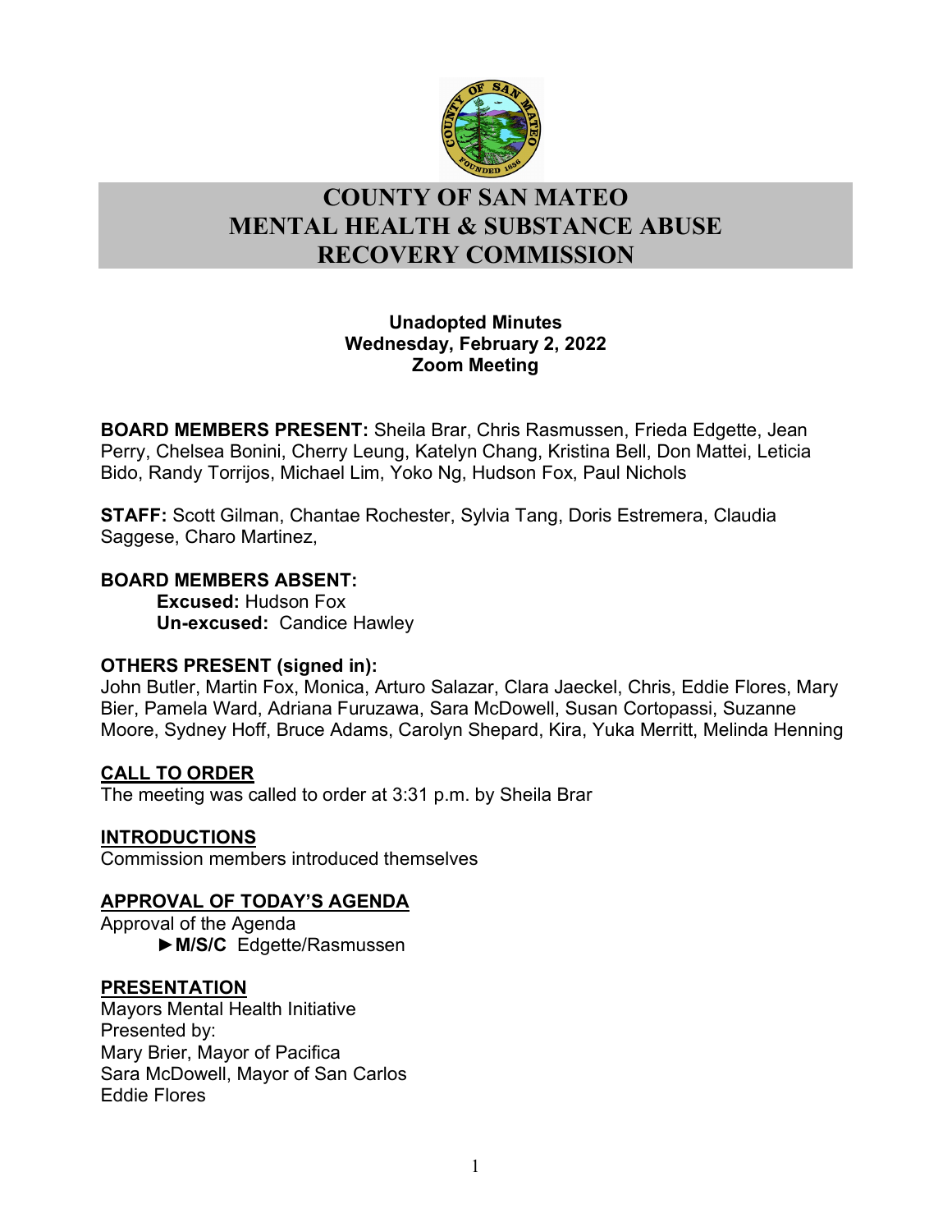# COUNTY OF SAN MATEO MENTAL HEALTH & SUBSTANCE ABUSE RECOVERY COMMISSION

**Unadopted Minutes**
**Wednesday, February 2, 2022**
**Zoom Meeting**

**BOARD MEMBERS PRESENT:** Sheila Brar, Chris Rasmussen, Frieda Edgette, Jean Perry, Chelsea Bonini, Cherry Leung, Katelyn Chang, Kristina Bell, Don Mattei, Leticia Bido, Randy Torrijos, Michael Lim, Yoko Ng, Hudson Fox, Paul Nichols

**STAFF:** Scott Gilman, Chantae Rochester, Sylvia Tang, Doris Estremera, Claudia Saggese, Charo Martinez,

**BOARD MEMBERS ABSENT:**
**Excused:** Hudson Fox
**Un-excused:** Candice Hawley

**OTHERS PRESENT (signed in):**
John Butler, Martin Fox, Monica, Arturo Salazar, Clara Jaeckel, Chris, Eddie Flores, Mary Bier, Pamela Ward, Adriana Furuzawa, Sara McDowell, Susan Cortopassi, Suzanne Moore, Sydney Hoff, Bruce Adams, Carolyn Shepard, Kira, Yuka Merritt, Melinda Henning

## CALL TO ORDER

The meeting was called to order at 3:31 p.m. by Sheila Brar

## INTRODUCTIONS

Commission members introduced themselves

## APPROVAL OF TODAY'S AGENDA

Approval of the Agenda
►**M/S/C** Edgette/Rasmussen

## PRESENTATION

Mayors Mental Health Initiative
Presented by:
Mary Brier, Mayor of Pacifica
Sara McDowell, Mayor of San Carlos
Eddie Flores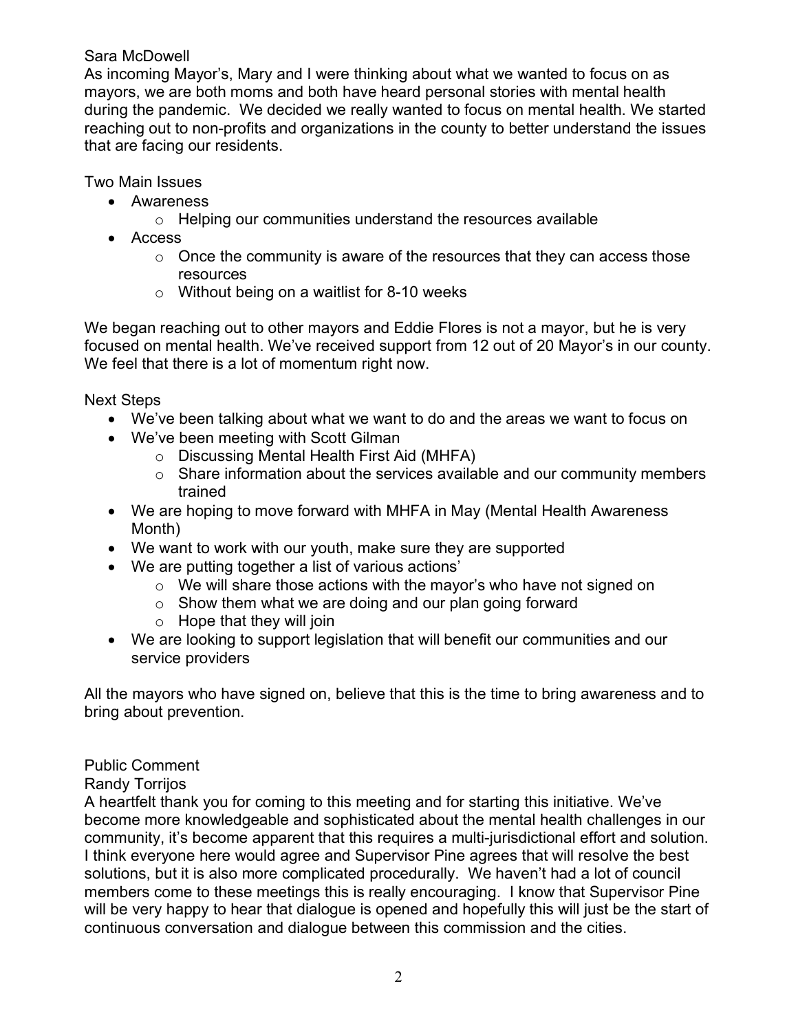Sara McDowell

As incoming Mayor's, Mary and I were thinking about what we wanted to focus on as mayors, we are both moms and both have heard personal stories with mental health during the pandemic. We decided we really wanted to focus on mental health. We started reaching out to non-profits and organizations in the county to better understand the issues that are facing our residents.

Two Main Issues

- Awareness
  - Helping our communities understand the resources available
- Access
  - Once the community is aware of the resources that they can access those resources
  - Without being on a waitlist for 8-10 weeks

We began reaching out to other mayors and Eddie Flores is not a mayor, but he is very focused on mental health. We've received support from 12 out of 20 Mayor's in our county. We feel that there is a lot of momentum right now.

Next Steps

- We've been talking about what we want to do and the areas we want to focus on
- We've been meeting with Scott Gilman
  - Discussing Mental Health First Aid (MHFA)
  - Share information about the services available and our community members trained
- We are hoping to move forward with MHFA in May (Mental Health Awareness Month)
- We want to work with our youth, make sure they are supported
- We are putting together a list of various actions'
  - We will share those actions with the mayor's who have not signed on
  - Show them what we are doing and our plan going forward
  - Hope that they will join
- We are looking to support legislation that will benefit our communities and our service providers

All the mayors who have signed on, believe that this is the time to bring awareness and to bring about prevention.

Public Comment

Randy Torrijos

A heartfelt thank you for coming to this meeting and for starting this initiative. We've become more knowledgeable and sophisticated about the mental health challenges in our community, it's become apparent that this requires a multi-jurisdictional effort and solution. I think everyone here would agree and Supervisor Pine agrees that will resolve the best solutions, but it is also more complicated procedurally. We haven't had a lot of council members come to these meetings this is really encouraging. I know that Supervisor Pine will be very happy to hear that dialogue is opened and hopefully this will just be the start of continuous conversation and dialogue between this commission and the cities.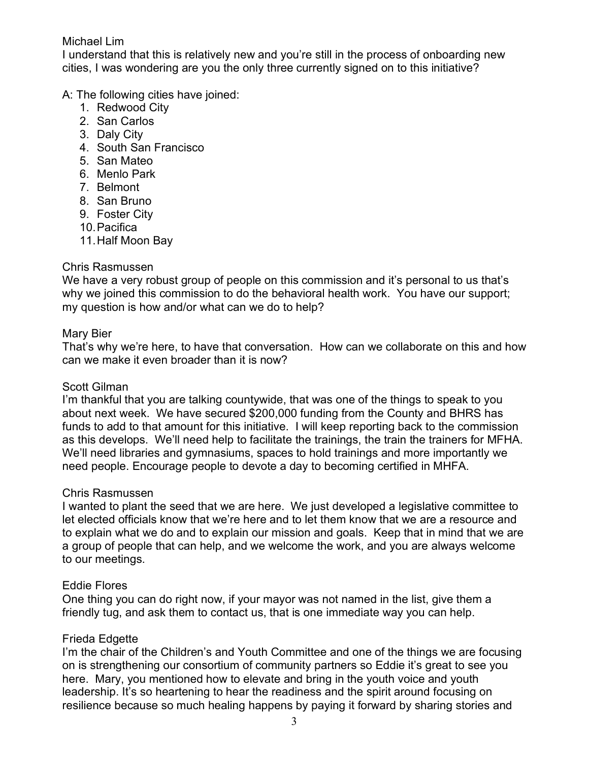Michael Lim
I understand that this is relatively new and you're still in the process of onboarding new cities, I was wondering are you the only three currently signed on to this initiative?

A: The following cities have joined:

1. Redwood City
2. San Carlos
3. Daly City
4. South San Francisco
5. San Mateo
6. Menlo Park
7. Belmont
8. San Bruno
9. Foster City
10. Pacifica
11. Half Moon Bay

Chris Rasmussen
We have a very robust group of people on this commission and it's personal to us that's why we joined this commission to do the behavioral health work. You have our support; my question is how and/or what can we do to help?

Mary Bier
That's why we're here, to have that conversation. How can we collaborate on this and how can we make it even broader than it is now?

Scott Gilman
I'm thankful that you are talking countywide, that was one of the things to speak to you about next week. We have secured $200,000 funding from the County and BHRS has funds to add to that amount for this initiative. I will keep reporting back to the commission as this develops. We'll need help to facilitate the trainings, the train the trainers for MFHA. We'll need libraries and gymnasiums, spaces to hold trainings and more importantly we need people. Encourage people to devote a day to becoming certified in MHFA.

Chris Rasmussen
I wanted to plant the seed that we are here. We just developed a legislative committee to let elected officials know that we're here and to let them know that we are a resource and to explain what we do and to explain our mission and goals. Keep that in mind that we are a group of people that can help, and we welcome the work, and you are always welcome to our meetings.

Eddie Flores
One thing you can do right now, if your mayor was not named in the list, give them a friendly tug, and ask them to contact us, that is one immediate way you can help.

Frieda Edgette
I'm the chair of the Children's and Youth Committee and one of the things we are focusing on is strengthening our consortium of community partners so Eddie it's great to see you here. Mary, you mentioned how to elevate and bring in the youth voice and youth leadership. It's so heartening to hear the readiness and the spirit around focusing on resilience because so much healing happens by paying it forward by sharing stories and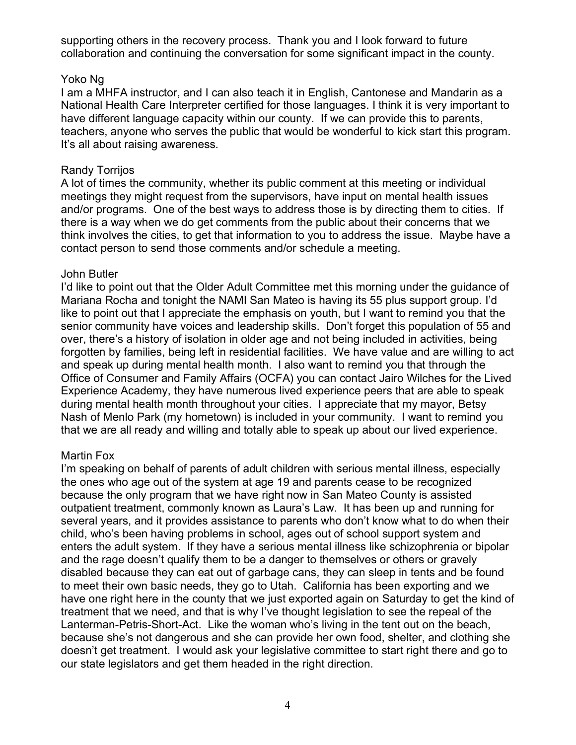supporting others in the recovery process. Thank you and I look forward to future collaboration and continuing the conversation for some significant impact in the county.

Yoko Ng
I am a MHFA instructor, and I can also teach it in English, Cantonese and Mandarin as a National Health Care Interpreter certified for those languages. I think it is very important to have different language capacity within our county. If we can provide this to parents, teachers, anyone who serves the public that would be wonderful to kick start this program. It's all about raising awareness.

Randy Torrijos
A lot of times the community, whether its public comment at this meeting or individual meetings they might request from the supervisors, have input on mental health issues and/or programs. One of the best ways to address those is by directing them to cities. If there is a way when we do get comments from the public about their concerns that we think involves the cities, to get that information to you to address the issue. Maybe have a contact person to send those comments and/or schedule a meeting.

John Butler
I'd like to point out that the Older Adult Committee met this morning under the guidance of Mariana Rocha and tonight the NAMI San Mateo is having its 55 plus support group. I'd like to point out that I appreciate the emphasis on youth, but I want to remind you that the senior community have voices and leadership skills. Don't forget this population of 55 and over, there's a history of isolation in older age and not being included in activities, being forgotten by families, being left in residential facilities. We have value and are willing to act and speak up during mental health month. I also want to remind you that through the Office of Consumer and Family Affairs (OCFA) you can contact Jairo Wilches for the Lived Experience Academy, they have numerous lived experience peers that are able to speak during mental health month throughout your cities. I appreciate that my mayor, Betsy Nash of Menlo Park (my hometown) is included in your community. I want to remind you that we are all ready and willing and totally able to speak up about our lived experience.

Martin Fox
I'm speaking on behalf of parents of adult children with serious mental illness, especially the ones who age out of the system at age 19 and parents cease to be recognized because the only program that we have right now in San Mateo County is assisted outpatient treatment, commonly known as Laura's Law. It has been up and running for several years, and it provides assistance to parents who don't know what to do when their child, who's been having problems in school, ages out of school support system and enters the adult system. If they have a serious mental illness like schizophrenia or bipolar and the rage doesn't qualify them to be a danger to themselves or others or gravely disabled because they can eat out of garbage cans, they can sleep in tents and be found to meet their own basic needs, they go to Utah. California has been exporting and we have one right here in the county that we just exported again on Saturday to get the kind of treatment that we need, and that is why I've thought legislation to see the repeal of the Lanterman-Petris-Short-Act. Like the woman who's living in the tent out on the beach, because she's not dangerous and she can provide her own food, shelter, and clothing she doesn't get treatment. I would ask your legislative committee to start right there and go to our state legislators and get them headed in the right direction.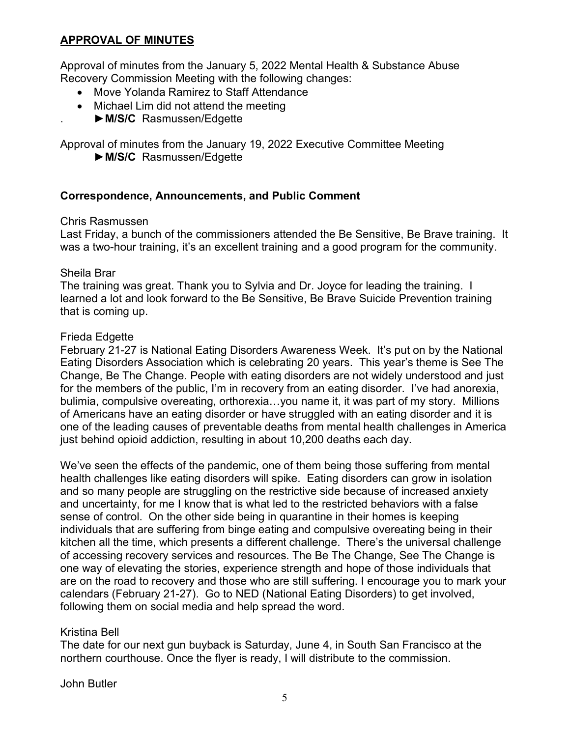## APPROVAL OF MINUTES

Approval of minutes from the January 5, 2022 Mental Health & Substance Abuse Recovery Commission Meeting with the following changes:

- Move Yolanda Ramirez to Staff Attendance
- Michael Lim did not attend the meeting

. ►**M/S/C** Rasmussen/Edgette

Approval of minutes from the January 19, 2022 Executive Committee Meeting

►**M/S/C** Rasmussen/Edgette

### Correspondence, Announcements, and Public Comment

Chris Rasmussen
Last Friday, a bunch of the commissioners attended the Be Sensitive, Be Brave training. It was a two-hour training, it's an excellent training and a good program for the community.

Sheila Brar
The training was great. Thank you to Sylvia and Dr. Joyce for leading the training. I learned a lot and look forward to the Be Sensitive, Be Brave Suicide Prevention training that is coming up.

Frieda Edgette
February 21-27 is National Eating Disorders Awareness Week. It's put on by the National Eating Disorders Association which is celebrating 20 years. This year's theme is See The Change, Be The Change. People with eating disorders are not widely understood and just for the members of the public, I'm in recovery from an eating disorder. I've had anorexia, bulimia, compulsive overeating, orthorexia…you name it, it was part of my story. Millions of Americans have an eating disorder or have struggled with an eating disorder and it is one of the leading causes of preventable deaths from mental health challenges in America just behind opioid addiction, resulting in about 10,200 deaths each day.

We've seen the effects of the pandemic, one of them being those suffering from mental health challenges like eating disorders will spike. Eating disorders can grow in isolation and so many people are struggling on the restrictive side because of increased anxiety and uncertainty, for me I know that is what led to the restricted behaviors with a false sense of control. On the other side being in quarantine in their homes is keeping individuals that are suffering from binge eating and compulsive overeating being in their kitchen all the time, which presents a different challenge. There's the universal challenge of accessing recovery services and resources. The Be The Change, See The Change is one way of elevating the stories, experience strength and hope of those individuals that are on the road to recovery and those who are still suffering. I encourage you to mark your calendars (February 21-27). Go to NED (National Eating Disorders) to get involved, following them on social media and help spread the word.

Kristina Bell
The date for our next gun buyback is Saturday, June 4, in South San Francisco at the northern courthouse. Once the flyer is ready, I will distribute to the commission.

John Butler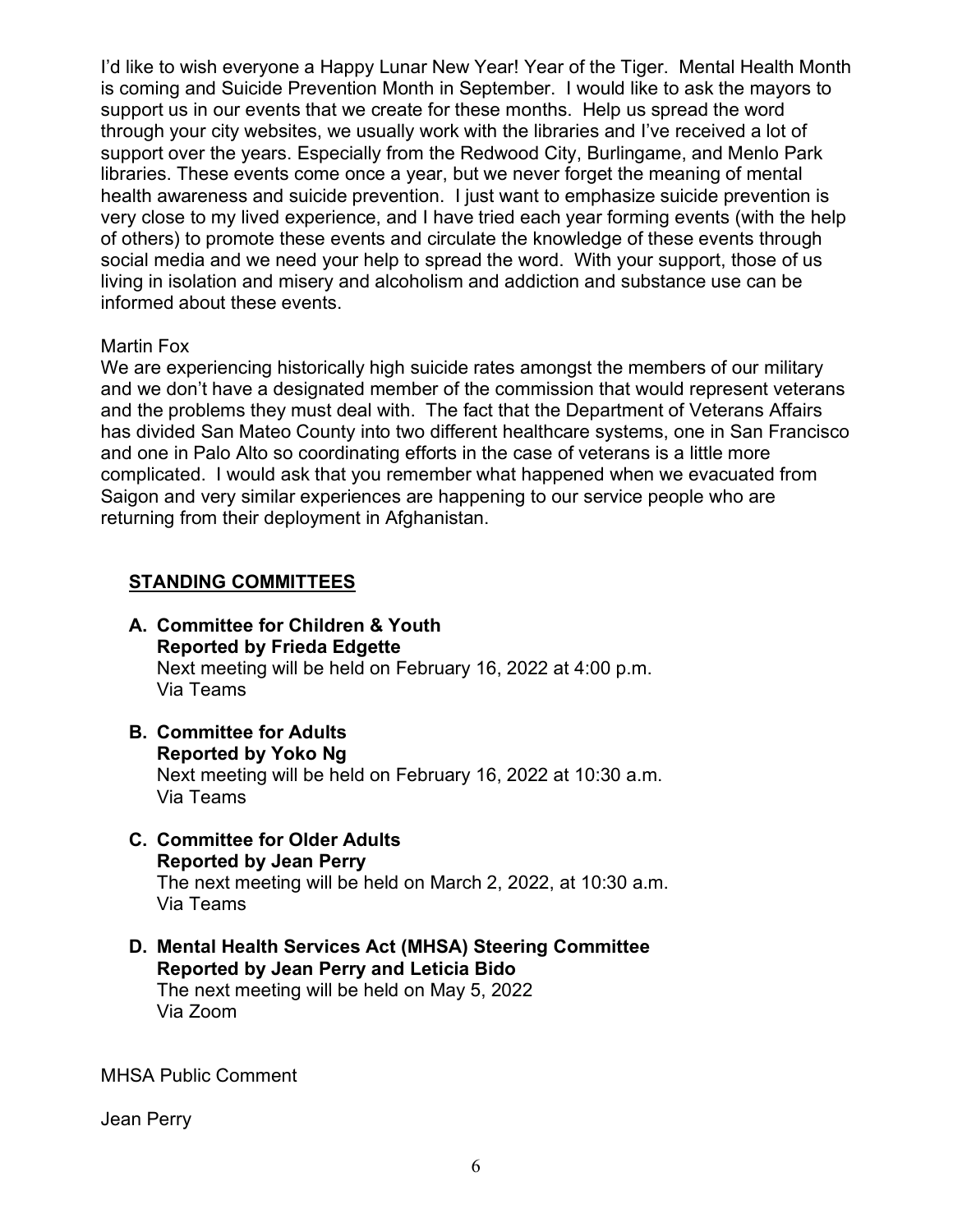I'd like to wish everyone a Happy Lunar New Year! Year of the Tiger. Mental Health Month is coming and Suicide Prevention Month in September. I would like to ask the mayors to support us in our events that we create for these months. Help us spread the word through your city websites, we usually work with the libraries and I've received a lot of support over the years. Especially from the Redwood City, Burlingame, and Menlo Park libraries. These events come once a year, but we never forget the meaning of mental health awareness and suicide prevention. I just want to emphasize suicide prevention is very close to my lived experience, and I have tried each year forming events (with the help of others) to promote these events and circulate the knowledge of these events through social media and we need your help to spread the word. With your support, those of us living in isolation and misery and alcoholism and addiction and substance use can be informed about these events.

Martin Fox
We are experiencing historically high suicide rates amongst the members of our military and we don't have a designated member of the commission that would represent veterans and the problems they must deal with. The fact that the Department of Veterans Affairs has divided San Mateo County into two different healthcare systems, one in San Francisco and one in Palo Alto so coordinating efforts in the case of veterans is a little more complicated. I would ask that you remember what happened when we evacuated from Saigon and very similar experiences are happening to our service people who are returning from their deployment in Afghanistan.

## STANDING COMMITTEES

**A. Committee for Children & Youth**
**Reported by Frieda Edgette**
Next meeting will be held on February 16, 2022 at 4:00 p.m.
Via Teams

**B. Committee for Adults**
**Reported by Yoko Ng**
Next meeting will be held on February 16, 2022 at 10:30 a.m.
Via Teams

**C. Committee for Older Adults**
**Reported by Jean Perry**
The next meeting will be held on March 2, 2022, at 10:30 a.m.
Via Teams

**D. Mental Health Services Act (MHSA) Steering Committee**
**Reported by Jean Perry and Leticia Bido**
The next meeting will be held on May 5, 2022
Via Zoom

MHSA Public Comment

Jean Perry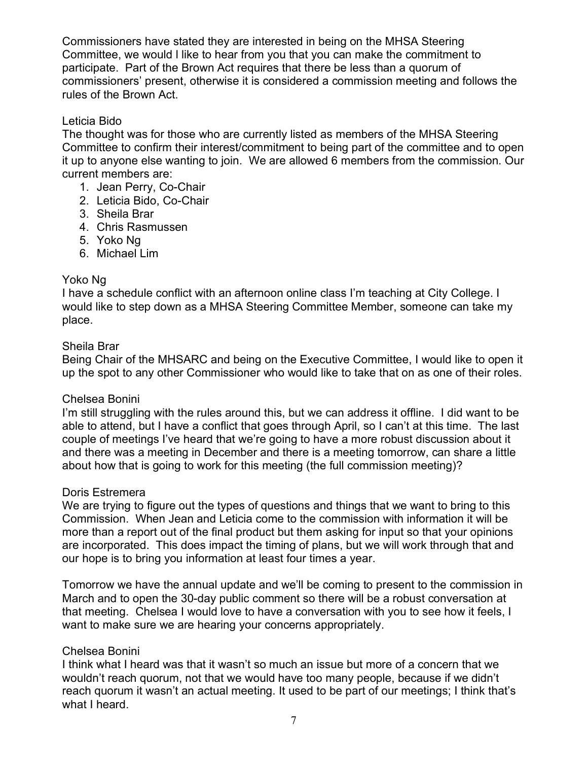Commissioners have stated they are interested in being on the MHSA Steering Committee, we would l like to hear from you that you can make the commitment to participate. Part of the Brown Act requires that there be less than a quorum of commissioners' present, otherwise it is considered a commission meeting and follows the rules of the Brown Act.

Leticia Bido

The thought was for those who are currently listed as members of the MHSA Steering Committee to confirm their interest/commitment to being part of the committee and to open it up to anyone else wanting to join. We are allowed 6 members from the commission. Our current members are:

1. Jean Perry, Co-Chair
2. Leticia Bido, Co-Chair
3. Sheila Brar
4. Chris Rasmussen
5. Yoko Ng
6. Michael Lim

Yoko Ng

I have a schedule conflict with an afternoon online class I'm teaching at City College. I would like to step down as a MHSA Steering Committee Member, someone can take my place.

Sheila Brar

Being Chair of the MHSARC and being on the Executive Committee, I would like to open it up the spot to any other Commissioner who would like to take that on as one of their roles.

Chelsea Bonini

I'm still struggling with the rules around this, but we can address it offline. I did want to be able to attend, but I have a conflict that goes through April, so I can't at this time. The last couple of meetings I've heard that we're going to have a more robust discussion about it and there was a meeting in December and there is a meeting tomorrow, can share a little about how that is going to work for this meeting (the full commission meeting)?

Doris Estremera

We are trying to figure out the types of questions and things that we want to bring to this Commission. When Jean and Leticia come to the commission with information it will be more than a report out of the final product but them asking for input so that your opinions are incorporated. This does impact the timing of plans, but we will work through that and our hope is to bring you information at least four times a year.

Tomorrow we have the annual update and we'll be coming to present to the commission in March and to open the 30-day public comment so there will be a robust conversation at that meeting. Chelsea I would love to have a conversation with you to see how it feels, I want to make sure we are hearing your concerns appropriately.

Chelsea Bonini

I think what I heard was that it wasn't so much an issue but more of a concern that we wouldn't reach quorum, not that we would have too many people, because if we didn't reach quorum it wasn't an actual meeting. It used to be part of our meetings; I think that's what I heard.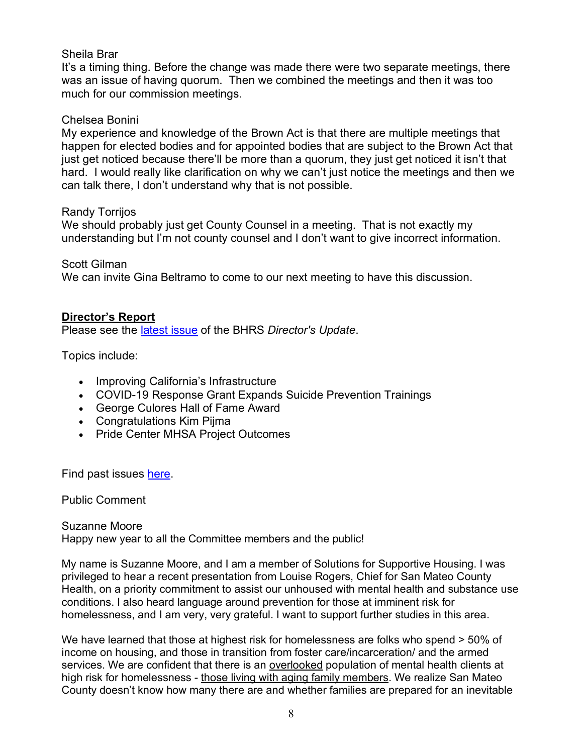Sheila Brar
It's a timing thing. Before the change was made there were two separate meetings, there was an issue of having quorum. Then we combined the meetings and then it was too much for our commission meetings.

Chelsea Bonini
My experience and knowledge of the Brown Act is that there are multiple meetings that happen for elected bodies and for appointed bodies that are subject to the Brown Act that just get noticed because there'll be more than a quorum, they just get noticed it isn't that hard. I would really like clarification on why we can't just notice the meetings and then we can talk there, I don't understand why that is not possible.

Randy Torrijos
We should probably just get County Counsel in a meeting. That is not exactly my understanding but I'm not county counsel and I don't want to give incorrect information.

Scott Gilman
We can invite Gina Beltramo to come to our next meeting to have this discussion.

**Director's Report**
Please see the latest issue of the BHRS *Director's Update*.

Topics include:

- Improving California's Infrastructure
- COVID-19 Response Grant Expands Suicide Prevention Trainings
- George Culores Hall of Fame Award
- Congratulations Kim Pijma
- Pride Center MHSA Project Outcomes

Find past issues here.

Public Comment

Suzanne Moore
Happy new year to all the Committee members and the public!

My name is Suzanne Moore, and I am a member of Solutions for Supportive Housing. I was privileged to hear a recent presentation from Louise Rogers, Chief for San Mateo County Health, on a priority commitment to assist our unhoused with mental health and substance use conditions. I also heard language around prevention for those at imminent risk for homelessness, and I am very, very grateful. I want to support further studies in this area.

We have learned that those at highest risk for homelessness are folks who spend > 50% of income on housing, and those in transition from foster care/incarceration/ and the armed services. We are confident that there is an overlooked population of mental health clients at high risk for homelessness - those living with aging family members. We realize San Mateo County doesn't know how many there are and whether families are prepared for an inevitable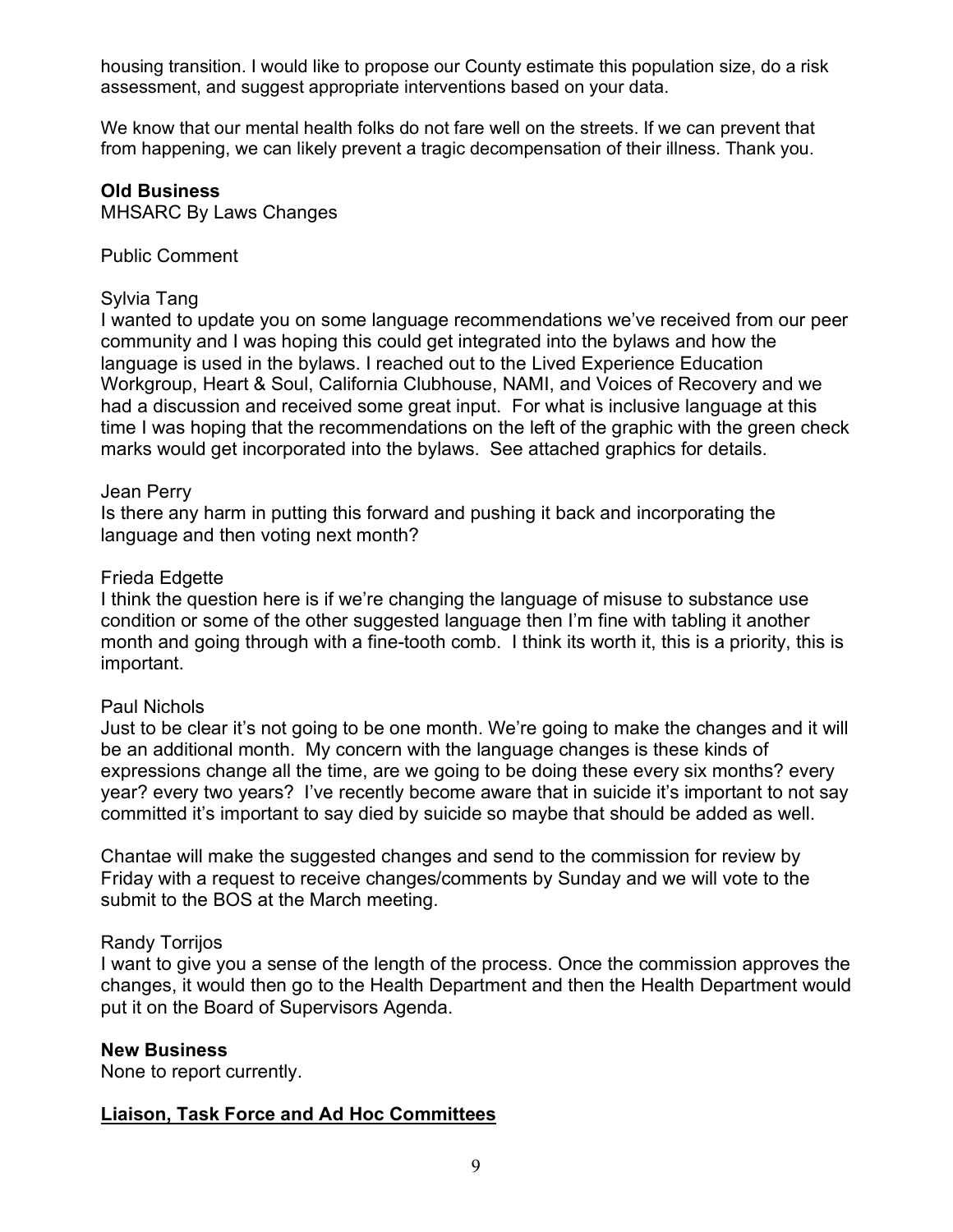housing transition. I would like to propose our County estimate this population size, do a risk assessment, and suggest appropriate interventions based on your data.

We know that our mental health folks do not fare well on the streets. If we can prevent that from happening, we can likely prevent a tragic decompensation of their illness. Thank you.

**Old Business**

MHSARC By Laws Changes

Public Comment

Sylvia Tang

I wanted to update you on some language recommendations we've received from our peer community and I was hoping this could get integrated into the bylaws and how the language is used in the bylaws. I reached out to the Lived Experience Education Workgroup, Heart & Soul, California Clubhouse, NAMI, and Voices of Recovery and we had a discussion and received some great input. For what is inclusive language at this time I was hoping that the recommendations on the left of the graphic with the green check marks would get incorporated into the bylaws. See attached graphics for details.

Jean Perry

Is there any harm in putting this forward and pushing it back and incorporating the language and then voting next month?

Frieda Edgette

I think the question here is if we're changing the language of misuse to substance use condition or some of the other suggested language then I'm fine with tabling it another month and going through with a fine-tooth comb. I think its worth it, this is a priority, this is important.

Paul Nichols

Just to be clear it's not going to be one month. We're going to make the changes and it will be an additional month. My concern with the language changes is these kinds of expressions change all the time, are we going to be doing these every six months? every year? every two years? I've recently become aware that in suicide it's important to not say committed it's important to say died by suicide so maybe that should be added as well.

Chantae will make the suggested changes and send to the commission for review by Friday with a request to receive changes/comments by Sunday and we will vote to the submit to the BOS at the March meeting.

Randy Torrijos

I want to give you a sense of the length of the process. Once the commission approves the changes, it would then go to the Health Department and then the Health Department would put it on the Board of Supervisors Agenda.

**New Business**

None to report currently.

**<u>Liaison, Task Force and Ad Hoc Committees</u>**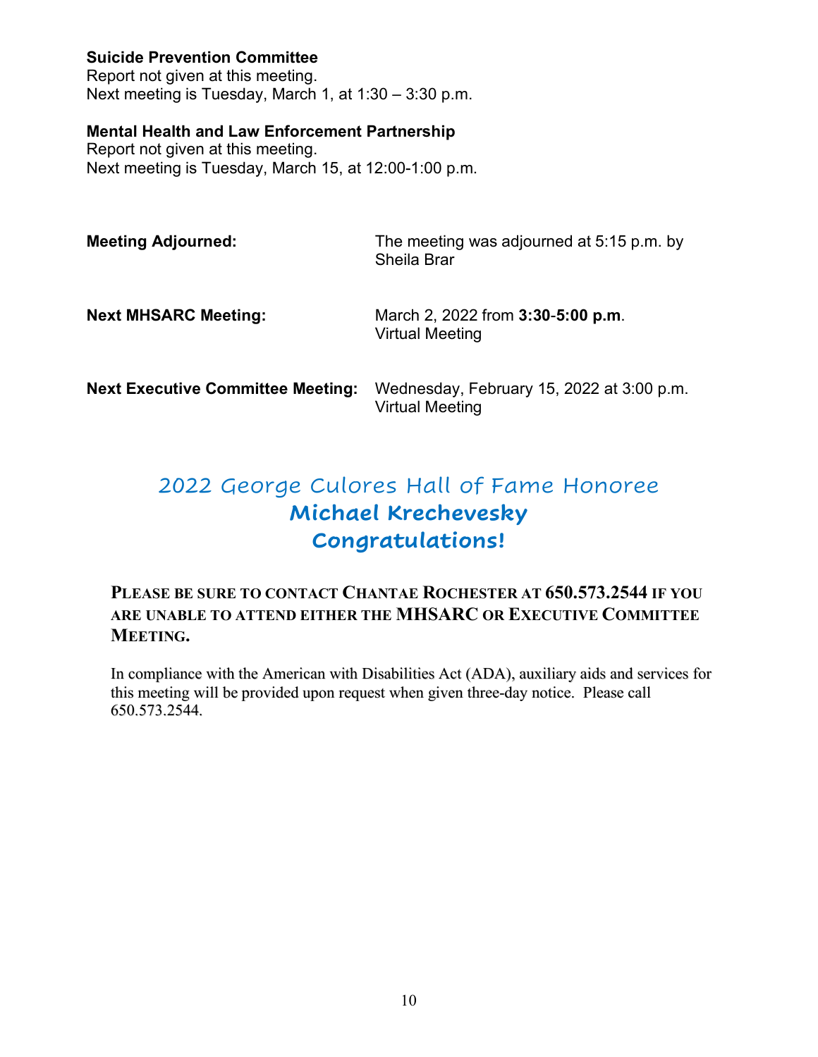**Suicide Prevention Committee**
Report not given at this meeting.
Next meeting is Tuesday, March 1, at 1:30 – 3:30 p.m.

**Mental Health and Law Enforcement Partnership**
Report not given at this meeting.
Next meeting is Tuesday, March 15, at 12:00-1:00 p.m.

**Meeting Adjourned:** The meeting was adjourned at 5:15 p.m. by Sheila Brar

**Next MHSARC Meeting:** March 2, 2022 from **3:30-5:00 p.m**.
Virtual Meeting

**Next Executive Committee Meeting:** Wednesday, February 15, 2022 at 3:00 p.m.
Virtual Meeting

## 2022 George Culores Hall of Fame Honoree
## **Michael Krechevesky**
## **Congratulations!**

**PLEASE BE SURE TO CONTACT CHANTAE ROCHESTER AT 650.573.2544 IF YOU ARE UNABLE TO ATTEND EITHER THE MHSARC OR EXECUTIVE COMMITTEE MEETING.**

In compliance with the American with Disabilities Act (ADA), auxiliary aids and services for this meeting will be provided upon request when given three-day notice. Please call 650.573.2544.